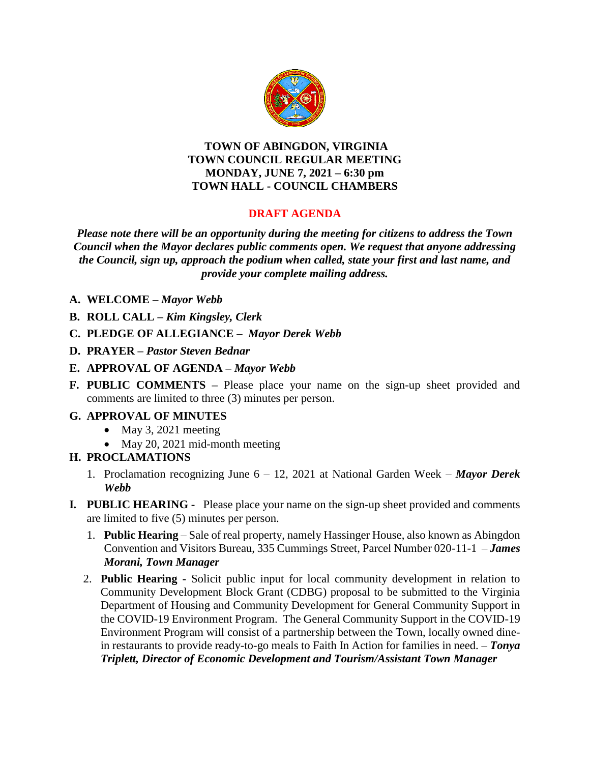# TOWN OF ABINGDON, VIRGINIA
# TOWN COUNCIL REGULAR MEETING
# MONDAY, JUNE 7, 2021 – 6:30 pm
# TOWN HALL - COUNCIL CHAMBERS

## DRAFT AGENDA

***Please note there will be an opportunity during the meeting for citizens to address the Town Council when the Mayor declares public comments open. We request that anyone addressing the Council, sign up, approach the podium when called, state your first and last name, and provide your complete mailing address.***

**A. WELCOME –** ***Mayor Webb***

**B. ROLL CALL –** ***Kim Kingsley, Clerk***

**C. PLEDGE OF ALLEGIANCE –** ***Mayor Derek Webb***

**D. PRAYER –** ***Pastor Steven Bednar***

**E. APPROVAL OF AGENDA –** ***Mayor Webb***

**F. PUBLIC COMMENTS –** Please place your name on the sign-up sheet provided and comments are limited to three (3) minutes per person.

**G. APPROVAL OF MINUTES**

- May 3, 2021 meeting
- May 20, 2021 mid-month meeting

**H. PROCLAMATIONS**

1. Proclamation recognizing June 6 – 12, 2021 at National Garden Week – ***Mayor Derek Webb***

**I. PUBLIC HEARING -** Please place your name on the sign-up sheet provided and comments are limited to five (5) minutes per person.

1. **Public Hearing** – Sale of real property, namely Hassinger House, also known as Abingdon Convention and Visitors Bureau, 335 Cummings Street, Parcel Number 020-11-1 – ***James Morani, Town Manager***
2. **Public Hearing -** Solicit public input for local community development in relation to Community Development Block Grant (CDBG) proposal to be submitted to the Virginia Department of Housing and Community Development for General Community Support in the COVID-19 Environment Program. The General Community Support in the COVID-19 Environment Program will consist of a partnership between the Town, locally owned dine-in restaurants to provide ready-to-go meals to Faith In Action for families in need. – ***Tonya Triplett, Director of Economic Development and Tourism/Assistant Town Manager***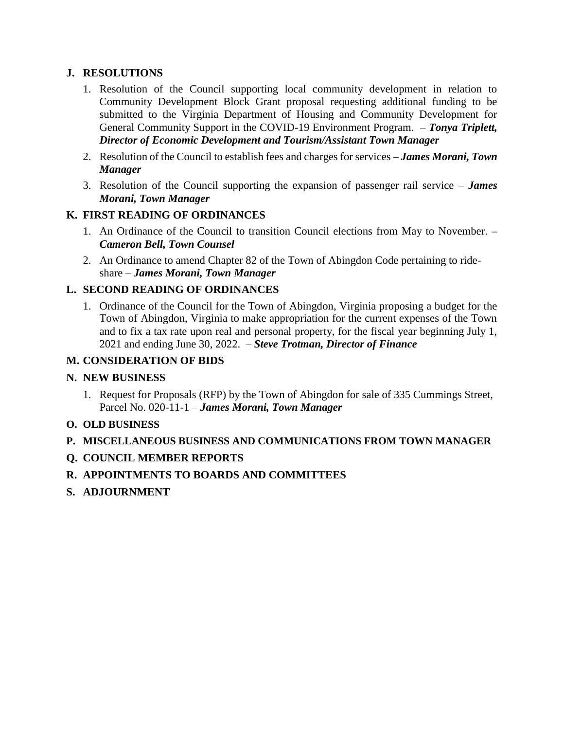## J. RESOLUTIONS

1. Resolution of the Council supporting local community development in relation to Community Development Block Grant proposal requesting additional funding to be submitted to the Virginia Department of Housing and Community Development for General Community Support in the COVID-19 Environment Program. – ***Tonya Triplett, Director of Economic Development and Tourism/Assistant Town Manager***
2. Resolution of the Council to establish fees and charges for services – ***James Morani, Town Manager***
3. Resolution of the Council supporting the expansion of passenger rail service – ***James Morani, Town Manager***

## K. FIRST READING OF ORDINANCES

1. An Ordinance of the Council to transition Council elections from May to November. – ***Cameron Bell, Town Counsel***
2. An Ordinance to amend Chapter 82 of the Town of Abingdon Code pertaining to ride-share – ***James Morani, Town Manager***

## L. SECOND READING OF ORDINANCES

1. Ordinance of the Council for the Town of Abingdon, Virginia proposing a budget for the Town of Abingdon, Virginia to make appropriation for the current expenses of the Town and to fix a tax rate upon real and personal property, for the fiscal year beginning July 1, 2021 and ending June 30, 2022. – ***Steve Trotman, Director of Finance***

## M. CONSIDERATION OF BIDS

## N. NEW BUSINESS

1. Request for Proposals (RFP) by the Town of Abingdon for sale of 335 Cummings Street, Parcel No. 020-11-1 – ***James Morani, Town Manager***

## O. OLD BUSINESS

## P. MISCELLANEOUS BUSINESS AND COMMUNICATIONS FROM TOWN MANAGER

## Q. COUNCIL MEMBER REPORTS

## R. APPOINTMENTS TO BOARDS AND COMMITTEES

## S. ADJOURNMENT